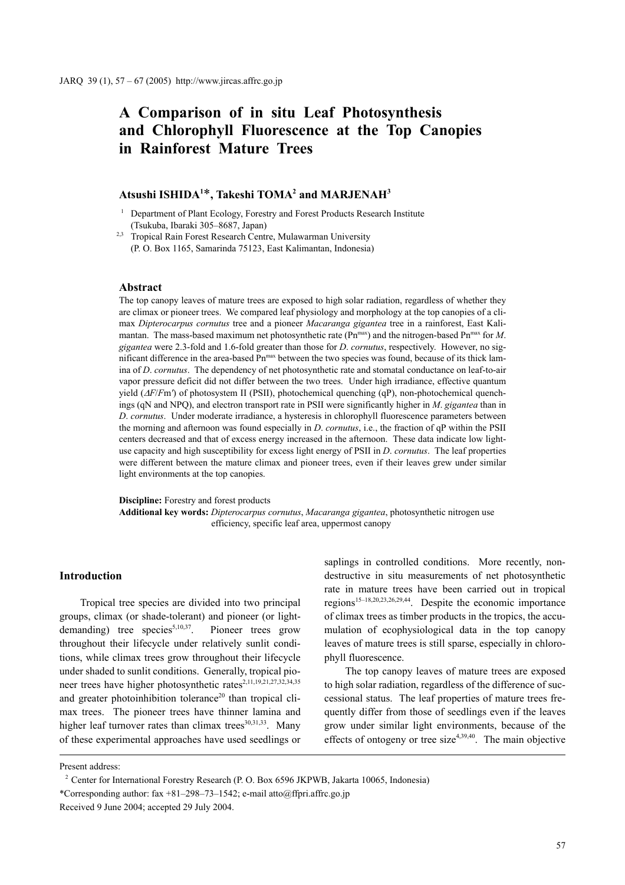# A Comparison of in situ Leaf Photosynthesis and Chlorophyll Fluorescence at the Top Canopies in Rainforest Mature Trees

**Atsushi ISHIDA[1]*, Takeshi TOMA[2] and MARJENAH[3]**

[1] Department of Plant Ecology, Forestry and Forest Products Research Institute (Tsukuba, Ibaraki 305–8687, Japan)

[2,3] Tropical Rain Forest Research Centre, Mulawarman University (P. O. Box 1165, Samarinda 75123, East Kalimantan, Indonesia)

## Abstract

The top canopy leaves of mature trees are exposed to high solar radiation, regardless of whether they are climax or pioneer trees. We compared leaf physiology and morphology at the top canopies of a climax *Dipterocarpus cornutus* tree and a pioneer *Macaranga gigantea* tree in a rainforest, East Kalimantan. The mass-based maximum net photosynthetic rate ($Pn^{max}$) and the nitrogen-based $Pn^{max}$ for *M. gigantea* were 2.3-fold and 1.6-fold greater than those for *D. cornutus*, respectively. However, no significant difference in the area-based $Pn^{max}$ between the two species was found, because of its thick lamina of *D. cornutus*. The dependency of net photosynthetic rate and stomatal conductance on leaf-to-air vapor pressure deficit did not differ between the two trees. Under high irradiance, effective quantum yield ($\Delta F/Fm'$) of photosystem II (PSII), photochemical quenching (qP), non-photochemical quenchings (qN and NPQ), and electron transport rate in PSII were significantly higher in *M. gigantea* than in *D. cornutus*. Under moderate irradiance, a hysteresis in chlorophyll fluorescence parameters between the morning and afternoon was found especially in *D. cornutus*, i.e., the fraction of qP within the PSII centers decreased and that of excess energy increased in the afternoon. These data indicate low light-use capacity and high susceptibility for excess light energy of PSII in *D. cornutus*. The leaf properties were different between the mature climax and pioneer trees, even if their leaves grew under similar light environments at the top canopies.

**Discipline:** Forestry and forest products

**Additional key words:** *Dipterocarpus cornutus*, *Macaranga gigantea*, photosynthetic nitrogen use efficiency, specific leaf area, uppermost canopy

## Introduction

Tropical tree species are divided into two principal groups, climax (or shade-tolerant) and pioneer (or light-demanding) tree species[5,10,37]. Pioneer trees grow throughout their lifecycle under relatively sunlit conditions, while climax trees grow throughout their lifecycle under shaded to sunlit conditions. Generally, tropical pioneer trees have higher photosynthetic rates[2,11,19,21,27,32,34,35] and greater photoinhibition tolerance[20] than tropical climax trees. The pioneer trees have thinner lamina and higher leaf turnover rates than climax trees[30,31,33]. Many of these experimental approaches have used seedlings or saplings in controlled conditions. More recently, non-destructive in situ measurements of net photosynthetic rate in mature trees have been carried out in tropical regions[15–18,20,23,26,29,44]. Despite the economic importance of climax trees as timber products in the tropics, the accumulation of ecophysiological data in the top canopy leaves of mature trees is still sparse, especially in chlorophyll fluorescence.

The top canopy leaves of mature trees are exposed to high solar radiation, regardless of the difference of successional status. The leaf properties of mature trees frequently differ from those of seedlings even if the leaves grow under similar light environments, because of the effects of ontogeny or tree size[4,39,40]. The main objective

Present address:

[2] Center for International Forestry Research (P. O. Box 6596 JKPWB, Jakarta 10065, Indonesia)

*Corresponding author: fax +81–298–73–1542; e-mail atto@ffpri.affrc.go.jp

Received 9 June 2004; accepted 29 July 2004.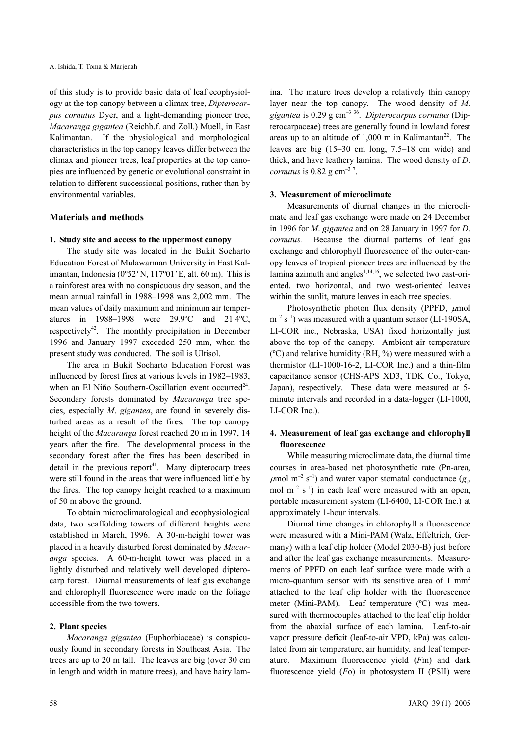of this study is to provide basic data of leaf ecophysiology at the top canopy between a climax tree, *Dipterocarpus cornutus* Dyer, and a light-demanding pioneer tree, *Macaranga gigantea* (Reichb.f. and Zoll.) Muell, in East Kalimantan. If the physiological and morphological characteristics in the top canopy leaves differ between the climax and pioneer trees, leaf properties at the top canopies are influenced by genetic or evolutional constraint in relation to different successional positions, rather than by environmental variables.

## Materials and methods

### 1. Study site and access to the uppermost canopy

The study site was located in the Bukit Soeharto Education Forest of Mulawarman University in East Kalimantan, Indonesia (0º52′N, 117º01′E, alt. 60 m). This is a rainforest area with no conspicuous dry season, and the mean annual rainfall in 1988–1998 was 2,002 mm. The mean values of daily maximum and minimum air temperatures in 1988–1998 were 29.9ºC and 21.4ºC, respectively[42]. The monthly precipitation in December 1996 and January 1997 exceeded 250 mm, when the present study was conducted. The soil is Ultisol.

The area in Bukit Soeharto Education Forest was influenced by forest fires at various levels in 1982–1983, when an El Niño Southern-Oscillation event occurred[24]. Secondary forests dominated by *Macaranga* tree species, especially *M. gigantea*, are found in severely disturbed areas as a result of the fires. The top canopy height of the *Macaranga* forest reached 20 m in 1997, 14 years after the fire. The developmental process in the secondary forest after the fires has been described in detail in the previous report[41]. Many dipterocarp trees were still found in the areas that were influenced little by the fires. The top canopy height reached to a maximum of 50 m above the ground.

To obtain microclimatological and ecophysiological data, two scaffolding towers of different heights were established in March, 1996. A 30-m-height tower was placed in a heavily disturbed forest dominated by *Macaranga* species. A 60-m-height tower was placed in a lightly disturbed and relatively well developed dipterocarp forest. Diurnal measurements of leaf gas exchange and chlorophyll fluorescence were made on the foliage accessible from the two towers.

### 2. Plant species

*Macaranga gigantea* (Euphorbiaceae) is conspicuously found in secondary forests in Southeast Asia. The trees are up to 20 m tall. The leaves are big (over 30 cm in length and width in mature trees), and have hairy lamina. The mature trees develop a relatively thin canopy layer near the top canopy. The wood density of *M. gigantea* is 0.29 g $cm^{-3}$ [36]. *Dipterocarpus cornutus* (Dipterocarpaceae) trees are generally found in lowland forest areas up to an altitude of 1,000 m in Kalimantan[22]. The leaves are big (15–30 cm long, 7.5–18 cm wide) and thick, and have leathery lamina. The wood density of *D. cornutus* is 0.82 g $cm^{-3}$ [7].

### 3. Measurement of microclimate

Measurements of diurnal changes in the microclimate and leaf gas exchange were made on 24 December in 1996 for *M. gigantea* and on 28 January in 1997 for *D. cornutus.* Because the diurnal patterns of leaf gas exchange and chlorophyll fluorescence of the outer-canopy leaves of tropical pioneer trees are influenced by the lamina azimuth and angles[1,14,16], we selected two east-oriented, two horizontal, and two west-oriented leaves within the sunlit, mature leaves in each tree species.

Photosynthetic photon flux density (PPFD, $\mu$mol $m^{-2}$ $s^{-1}$) was measured with a quantum sensor (LI-190SA, LI-COR inc., Nebraska, USA) fixed horizontally just above the top of the canopy. Ambient air temperature (ºC) and relative humidity (RH, %) were measured with a thermistor (LI-1000-16-2, LI-COR Inc.) and a thin-film capacitance sensor (CHS-APS XD3, TDK Co., Tokyo, Japan), respectively. These data were measured at 5-minute intervals and recorded in a data-logger (LI-1000, LI-COR Inc.).

### 4. Measurement of leaf gas exchange and chlorophyll fluorescence

While measuring microclimate data, the diurnal time courses in area-based net photosynthetic rate (Pn-area, $\mu$mol $m^{-2}$ $s^{-1}$) and water vapor stomatal conductance ($g_s$, mol $m^{-2}$ $s^{-1}$) in each leaf were measured with an open, portable measurement system (LI-6400, LI-COR Inc.) at approximately 1-hour intervals.

Diurnal time changes in chlorophyll a fluorescence were measured with a Mini-PAM (Walz, Effeltrich, Germany) with a leaf clip holder (Model 2030-B) just before and after the leaf gas exchange measurements. Measurements of PPFD on each leaf surface were made with a micro-quantum sensor with its sensitive area of 1 $mm^2$ attached to the leaf clip holder with the fluorescence meter (Mini-PAM). Leaf temperature (ºC) was measured with thermocouples attached to the leaf clip holder from the abaxial surface of each lamina. Leaf-to-air vapor pressure deficit (leaf-to-air VPD, kPa) was calculated from air temperature, air humidity, and leaf temperature. Maximum fluorescence yield ($F$m) and dark fluorescence yield ($F$o) in photosystem II (PSII) were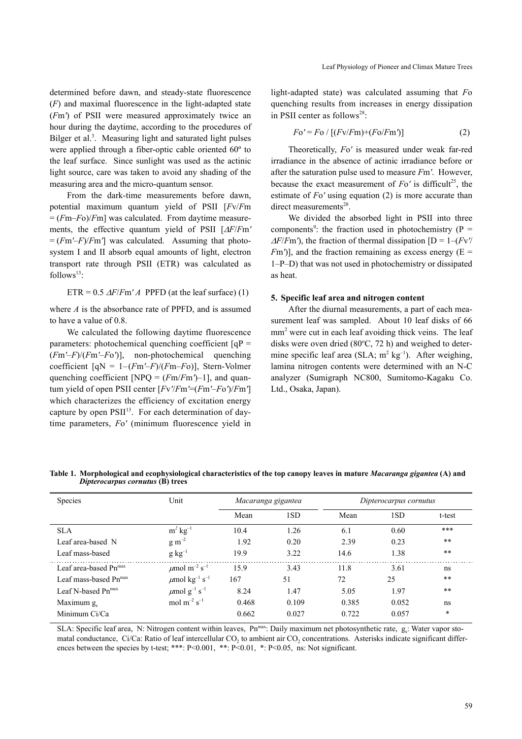determined before dawn, and steady-state fluorescence ($F$) and maximal fluorescence in the light-adapted state ($Fm'$) of PSII were measured approximately twice an hour during the daytime, according to the procedures of Bilger et al.[3]. Measuring light and saturated light pulses were applied through a fiber-optic cable oriented 60º to the leaf surface. Since sunlight was used as the actinic light source, care was taken to avoid any shading of the measuring area and the micro-quantum sensor.

From the dark-time measurements before dawn, potential maximum quantum yield of PSII [$Fv/Fm = (Fm–Fo)/Fm$] was calculated. From daytime measurements, the effective quantum yield of PSII [$\Delta F/Fm' = (Fm'–F)/Fm'$] was calculated. Assuming that photosystem I and II absorb equal amounts of light, electron transport rate through PSII (ETR) was calculated as follows[13]:

$$\text{ETR} = 0.5\ \Delta F/Fm'\ A\ \ \text{PPFD (at the leaf surface)} \quad (1)$$

where $A$ is the absorbance rate of PPFD, and is assumed to have a value of 0.8.

We calculated the following daytime fluorescence parameters: photochemical quenching coefficient [$qP = (Fm'–F)/(Fm'–Fo')$], non-photochemical quenching coefficient [$qN = 1–(Fm'–F)/(Fm–Fo)$], Stern-Volmer quenching coefficient [$NPQ = (Fm/Fm')–1$], and quantum yield of open PSII center [$Fv'/Fm'=(Fm'–Fo')/Fm'$] which characterizes the efficiency of excitation energy capture by open PSII[13]. For each determination of daytime parameters, $Fo'$ (minimum fluorescence yield in light-adapted state) was calculated assuming that $Fo$ quenching results from increases in energy dissipation in PSII center as follows[28]:

$$Fo' = Fo / [(Fv/Fm)+(Fo/Fm')] \quad (2)$$

Theoretically, $Fo'$ is measured under weak far-red irradiance in the absence of actinic irradiance before or after the saturation pulse used to measure $Fm'$. However, because the exact measurement of $Fo'$ is difficult[25], the estimate of $Fo'$ using equation (2) is more accurate than direct measurements[28].

We divided the absorbed light in PSII into three components[9]: the fraction used in photochemistry ($P = \Delta F/Fm'$), the fraction of thermal dissipation [$D = 1–(Fv'/Fm')$], and the fraction remaining as excess energy ($E = 1–P–D$) that was not used in photochemistry or dissipated as heat.

### 5. Specific leaf area and nitrogen content

After the diurnal measurements, a part of each measurement leaf was sampled. About 10 leaf disks of 66 $mm^2$ were cut in each leaf avoiding thick veins. The leaf disks were oven dried (80ºC, 72 h) and weighed to determine specific leaf area (SLA; $m^2\ kg^{-1}$). After weighing, lamina nitrogen contents were determined with an N-C analyzer (Sumigraph NC800, Sumitomo-Kagaku Co. Ltd., Osaka, Japan).

**Table 1. Morphological and ecophysiological characteristics of the top canopy leaves in mature *Macaranga gigantea* (A) and *Dipterocarpus cornutus* (B) trees**

| Species | Unit | *Macaranga gigantea* | | *Dipterocarpus cornutus* | | |
|---|---|---|---|---|---|---|
| | | Mean | 1SD | Mean | 1SD | t-test |
| SLA | $m^2\ kg^{-1}$ | 10.4 | 1.26 | 6.1 | 0.60 | *** |
| Leaf area-based N | $g\ m^{-2}$ | 1.92 | 0.20 | 2.39 | 0.23 | ** |
| Leaf mass-based | $g\ kg^{-1}$ | 19.9 | 3.22 | 14.6 | 1.38 | ** |
| Leaf area-based $Pn^{max}$ | $\mu mol\ m^{-2}\ s^{-1}$ | 15.9 | 3.43 | 11.8 | 3.61 | ns |
| Leaf mass-based $Pn^{max}$ | $\mu mol\ kg^{-1}\ s^{-1}$ | 167 | 51 | 72 | 25 | ** |
| Leaf N-based $Pn^{max}$ | $\mu mol\ g^{-1}\ s^{-1}$ | 8.24 | 1.47 | 5.05 | 1.97 | ** |
| Maximum $g_s$ | $mol\ m^{-2}\ s^{-1}$ | 0.468 | 0.109 | 0.385 | 0.052 | ns |
| Minimum Ci/Ca | | 0.662 | 0.027 | 0.722 | 0.057 | * |

SLA: Specific leaf area, N: Nitrogen content within leaves, $Pn^{max}$: Daily maximum net photosynthetic rate, $g_s$: Water vapor stomatal conductance, Ci/Ca: Ratio of leaf intercellular $CO_2$ to ambient air $CO_2$ concentrations. Asterisks indicate significant differences between the species by t-test; ***: $P<0.001$, **: $P<0.01$, *: $P<0.05$, ns: Not significant.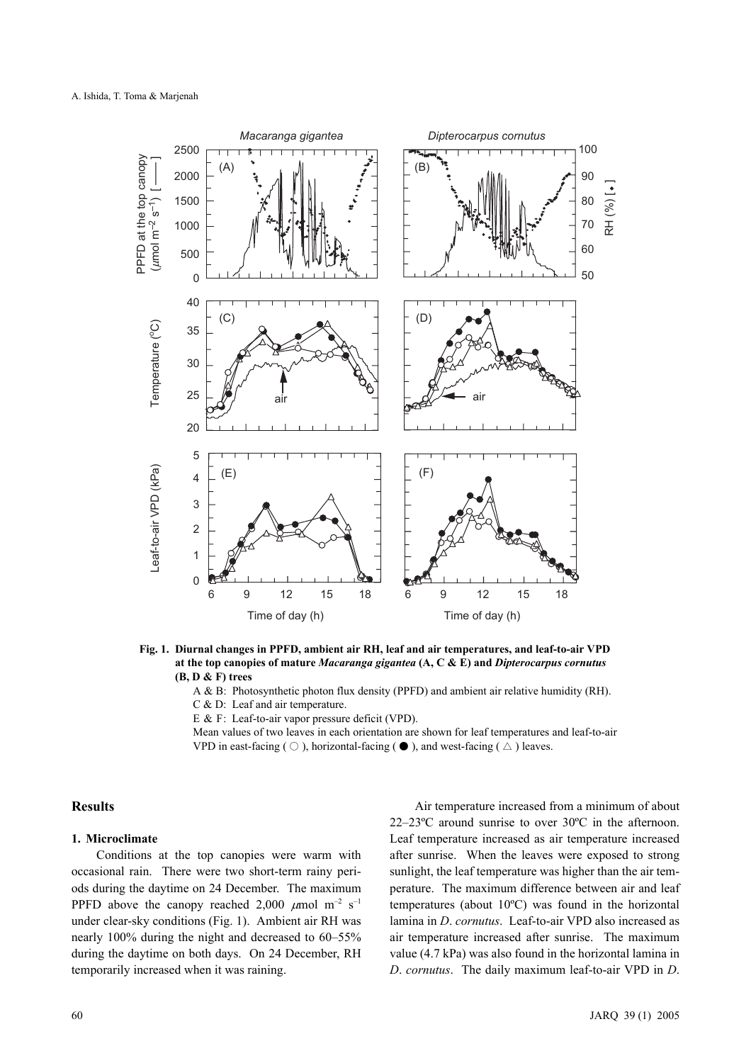**Fig. 1. Diurnal changes in PPFD, ambient air RH, leaf and air temperatures, and leaf-to-air VPD at the top canopies of mature *Macaranga gigantea* (A, C & E) and *Dipterocarpus cornutus* (B, D & F) trees**

A & B: Photosynthetic photon flux density (PPFD) and ambient air relative humidity (RH).
C & D: Leaf and air temperature.
E & F: Leaf-to-air vapor pressure deficit (VPD).
Mean values of two leaves in each orientation are shown for leaf temperatures and leaf-to-air VPD in east-facing ( ○ ), horizontal-facing ( ● ), and west-facing ( △ ) leaves.

## Results

### 1. Microclimate

Conditions at the top canopies were warm with occasional rain. There were two short-term rainy periods during the daytime on 24 December. The maximum PPFD above the canopy reached 2,000 $\mu$mol m$^{-2}$ s$^{-1}$ under clear-sky conditions (Fig. 1). Ambient air RH was nearly 100% during the night and decreased to 60–55% during the daytime on both days. On 24 December, RH temporarily increased when it was raining.

Air temperature increased from a minimum of about 22–23ºC around sunrise to over 30ºC in the afternoon. Leaf temperature increased as air temperature increased after sunrise. When the leaves were exposed to strong sunlight, the leaf temperature was higher than the air temperature. The maximum difference between air and leaf temperatures (about 10ºC) was found in the horizontal lamina in *D*. *cornutus*. Leaf-to-air VPD also increased as air temperature increased after sunrise. The maximum value (4.7 kPa) was also found in the horizontal lamina in *D*. *cornutus*. The daily maximum leaf-to-air VPD in *D*.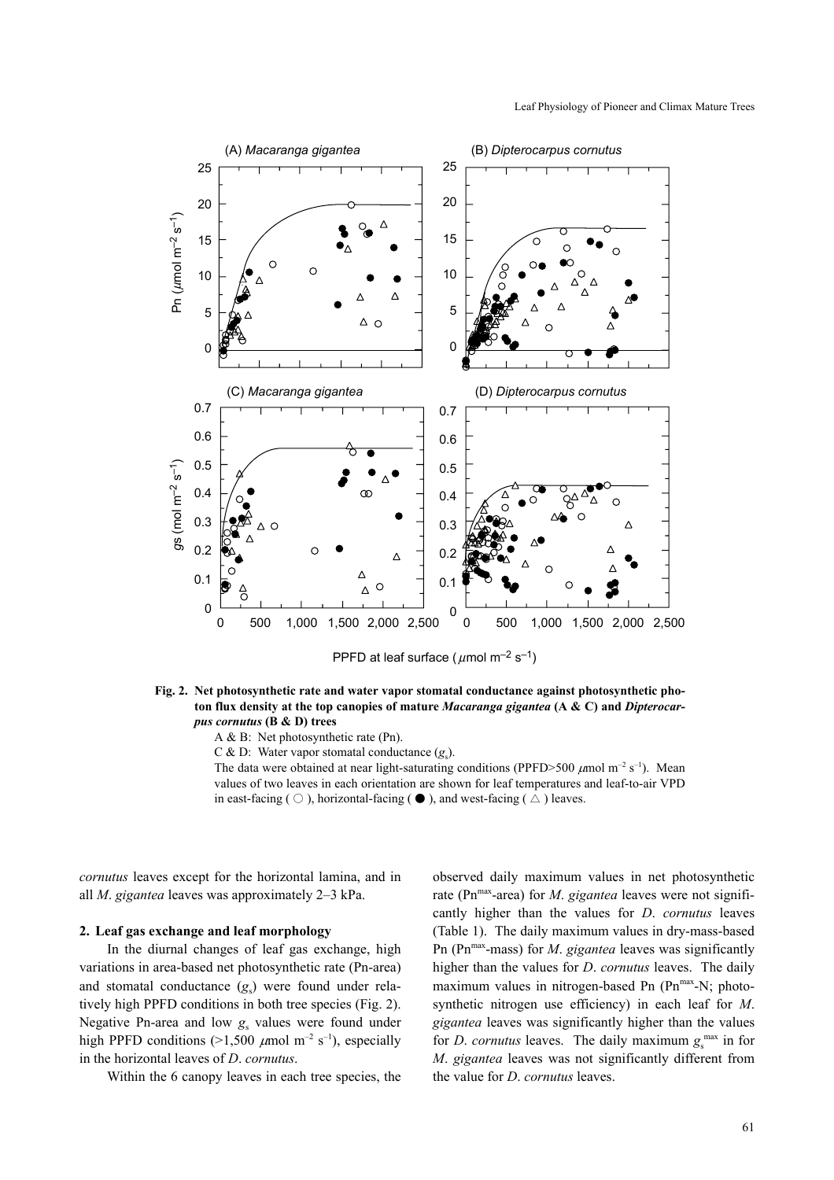**Fig. 2. Net photosynthetic rate and water vapor stomatal conductance against photosynthetic photon flux density at the top canopies of mature *Macaranga gigantea* (A & C) and *Dipterocarpus cornutus* (B & D) trees**

A & B: Net photosynthetic rate (Pn).

C & D: Water vapor stomatal conductance ($g_s$).

The data were obtained at near light-saturating conditions (PPFD>500 $\mu$mol m$^{-2}$ s$^{-1}$). Mean values of two leaves in each orientation are shown for leaf temperatures and leaf-to-air VPD in east-facing ( ○ ), horizontal-facing ( ● ), and west-facing ( △ ) leaves.

*cornutus* leaves except for the horizontal lamina, and in all *M. gigantea* leaves was approximately 2–3 kPa.

### 2. Leaf gas exchange and leaf morphology

In the diurnal changes of leaf gas exchange, high variations in area-based net photosynthetic rate (Pn-area) and stomatal conductance ($g_s$) were found under relatively high PPFD conditions in both tree species (Fig. 2). Negative Pn-area and low $g_s$ values were found under high PPFD conditions (>1,500 $\mu$mol m$^{-2}$ s$^{-1}$), especially in the horizontal leaves of *D. cornutus*.

Within the 6 canopy leaves in each tree species, the observed daily maximum values in net photosynthetic rate ($Pn^{max}$-area) for *M. gigantea* leaves were not significantly higher than the values for *D. cornutus* leaves (Table 1). The daily maximum values in dry-mass-based Pn ($Pn^{max}$-mass) for *M. gigantea* leaves was significantly higher than the values for *D. cornutus* leaves. The daily maximum values in nitrogen-based Pn ($Pn^{max}$-N; photosynthetic nitrogen use efficiency) in each leaf for *M. gigantea* leaves was significantly higher than the values for *D. cornutus* leaves. The daily maximum $g_s^{max}$ in for *M. gigantea* leaves was not significantly different from the value for *D. cornutus* leaves.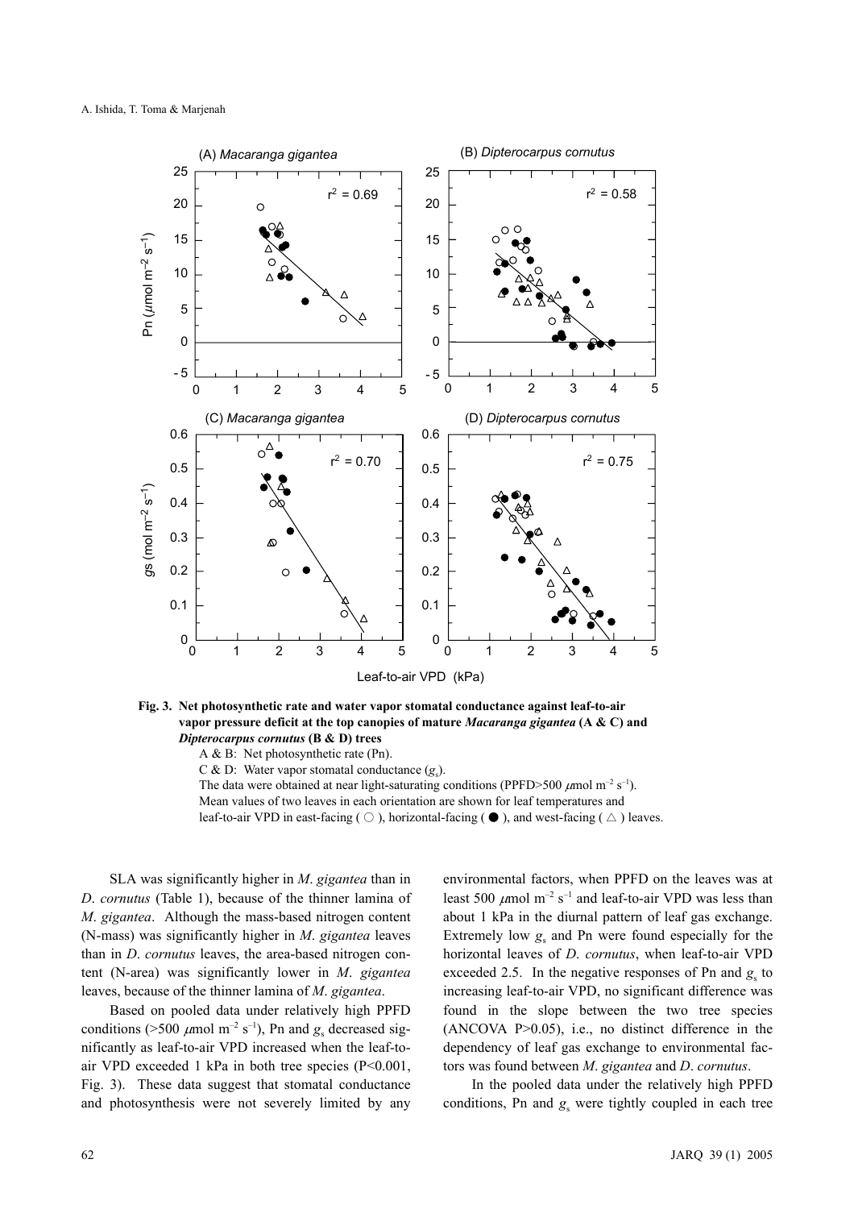**Fig. 3. Net photosynthetic rate and water vapor stomatal conductance against leaf-to-air vapor pressure deficit at the top canopies of mature *Macaranga gigantea* (A & C) and *Dipterocarpus cornutus* (B & D) trees**

A & B: Net photosynthetic rate (Pn).
C & D: Water vapor stomatal conductance ($g_s$).
The data were obtained at near light-saturating conditions (PPFD>500 $\mu$mol m$^{-2}$ s$^{-1}$).
Mean values of two leaves in each orientation are shown for leaf temperatures and leaf-to-air VPD in east-facing ( ○ ), horizontal-facing ( ● ), and west-facing ( △ ) leaves.

SLA was significantly higher in *M. gigantea* than in *D. cornutus* (Table 1), because of the thinner lamina of *M. gigantea*. Although the mass-based nitrogen content (N-mass) was significantly higher in *M. gigantea* leaves than in *D. cornutus* leaves, the area-based nitrogen content (N-area) was significantly lower in *M. gigantea* leaves, because of the thinner lamina of *M. gigantea*.

Based on pooled data under relatively high PPFD conditions (>500 $\mu$mol m$^{-2}$ s$^{-1}$), Pn and $g_s$ decreased significantly as leaf-to-air VPD increased when the leaf-to-air VPD exceeded 1 kPa in both tree species ($P<0.001$, Fig. 3). These data suggest that stomatal conductance and photosynthesis were not severely limited by any environmental factors, when PPFD on the leaves was at least 500 $\mu$mol m$^{-2}$ s$^{-1}$ and leaf-to-air VPD was less than about 1 kPa in the diurnal pattern of leaf gas exchange. Extremely low $g_s$ and Pn were found especially for the horizontal leaves of *D. cornutus*, when leaf-to-air VPD exceeded 2.5. In the negative responses of Pn and $g_s$ to increasing leaf-to-air VPD, no significant difference was found in the slope between the two tree species (ANCOVA $P>0.05$), i.e., no distinct difference in the dependency of leaf gas exchange to environmental factors was found between *M. gigantea* and *D. cornutus*.

In the pooled data under the relatively high PPFD conditions, Pn and $g_s$ were tightly coupled in each tree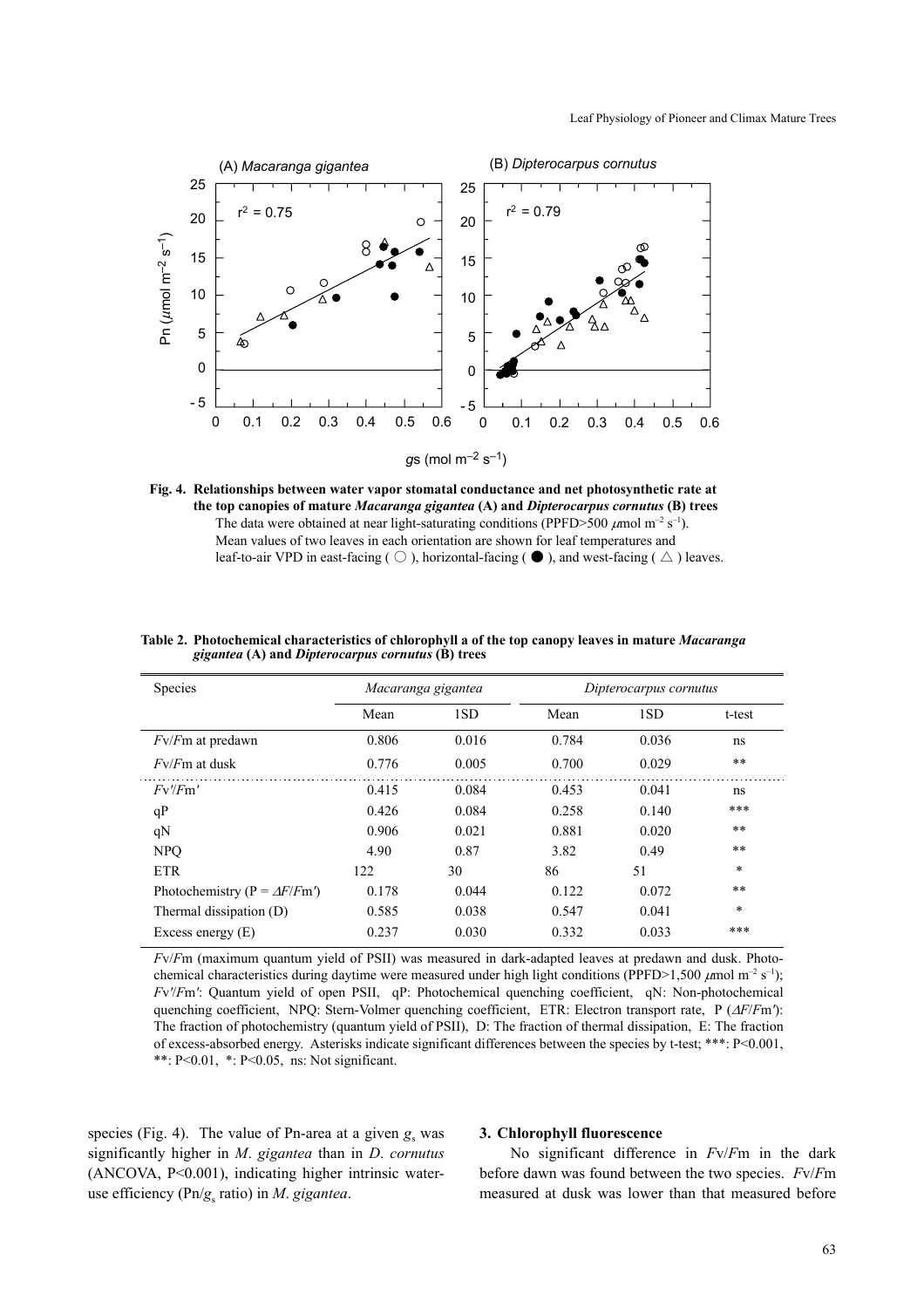**Fig. 4. Relationships between water vapor stomatal conductance and net photosynthetic rate at the top canopies of mature *Macaranga gigantea* (A) and *Dipterocarpus cornutus* (B) trees**
The data were obtained at near light-saturating conditions (PPFD>500 $\mu$mol m$^{-2}$ s$^{-1}$). Mean values of two leaves in each orientation are shown for leaf temperatures and leaf-to-air VPD in east-facing ( ○ ), horizontal-facing ( ● ), and west-facing ( △ ) leaves.

**Table 2. Photochemical characteristics of chlorophyll a of the top canopy leaves in mature *Macaranga gigantea* (A) and *Dipterocarpus cornutus* (B) trees**

| Species | *Macaranga gigantea* | | *Dipterocarpus cornutus* | | |
|---|---|---|---|---|---|
| | Mean | 1SD | Mean | 1SD | t-test |
| *F*v/*F*m at predawn | 0.806 | 0.016 | 0.784 | 0.036 | ns |
| *F*v/*F*m at dusk | 0.776 | 0.005 | 0.700 | 0.029 | ** |
| *F*v′/*F*m′ | 0.415 | 0.084 | 0.453 | 0.041 | ns |
| qP | 0.426 | 0.084 | 0.258 | 0.140 | *** |
| qN | 0.906 | 0.021 | 0.881 | 0.020 | ** |
| NPQ | 4.90 | 0.87 | 3.82 | 0.49 | ** |
| ETR | 122 | 30 | 86 | 51 | * |
| Photochemistry (P = $\Delta F/F$m′) | 0.178 | 0.044 | 0.122 | 0.072 | ** |
| Thermal dissipation (D) | 0.585 | 0.038 | 0.547 | 0.041 | * |
| Excess energy (E) | 0.237 | 0.030 | 0.332 | 0.033 | *** |

*F*v/*F*m (maximum quantum yield of PSII) was measured in dark-adapted leaves at predawn and dusk. Photochemical characteristics during daytime were measured under high light conditions (PPFD>1,500 $\mu$mol m$^{-2}$ s$^{-1}$); *F*v′/*F*m′: Quantum yield of open PSII, qP: Photochemical quenching coefficient, qN: Non-photochemical quenching coefficient, NPQ: Stern-Volmer quenching coefficient, ETR: Electron transport rate, P ($\Delta F/F$m′): The fraction of photochemistry (quantum yield of PSII), D: The fraction of thermal dissipation, E: The fraction of excess-absorbed energy. Asterisks indicate significant differences between the species by t-test; ***: P<0.001, **: P<0.01, *: P<0.05, ns: Not significant.

species (Fig. 4). The value of Pn-area at a given $g_s$ was significantly higher in *M. gigantea* than in *D. cornutus* (ANCOVA, P<0.001), indicating higher intrinsic water-use efficiency (Pn/$g_s$ ratio) in *M. gigantea*.

### 3. Chlorophyll fluorescence

No significant difference in *F*v/*F*m in the dark before dawn was found between the two species. *F*v/*F*m measured at dusk was lower than that measured before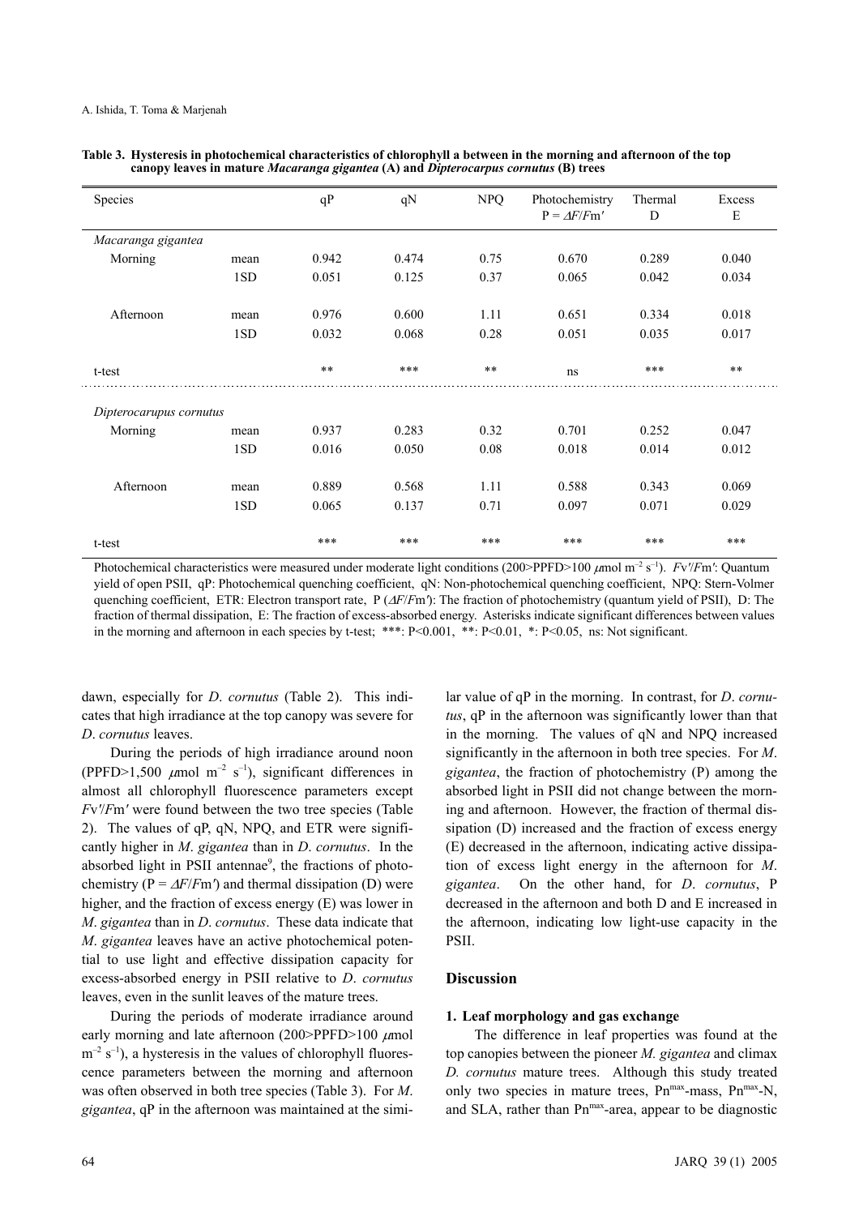**Table 3. Hysteresis in photochemical characteristics of chlorophyll a between in the morning and afternoon of the top canopy leaves in mature *Macaranga gigantea* (A) and *Dipterocarpus cornutus* (B) trees**

| Species | | qP | qN | NPQ | Photochemistry P = $\Delta F/Fm'$ | Thermal D | Excess E |
|---|---|---|---|---|---|---|---|
| *Macaranga gigantea* | | | | | | | |
| Morning | mean | 0.942 | 0.474 | 0.75 | 0.670 | 0.289 | 0.040 |
| | 1SD | 0.051 | 0.125 | 0.37 | 0.065 | 0.042 | 0.034 |
| Afternoon | mean | 0.976 | 0.600 | 1.11 | 0.651 | 0.334 | 0.018 |
| | 1SD | 0.032 | 0.068 | 0.28 | 0.051 | 0.035 | 0.017 |
| t-test | | ** | *** | ** | ns | *** | ** |
| *Dipterocarupus cornutus* | | | | | | | |
| Morning | mean | 0.937 | 0.283 | 0.32 | 0.701 | 0.252 | 0.047 |
| | 1SD | 0.016 | 0.050 | 0.08 | 0.018 | 0.014 | 0.012 |
| Afternoon | mean | 0.889 | 0.568 | 1.11 | 0.588 | 0.343 | 0.069 |
| | 1SD | 0.065 | 0.137 | 0.71 | 0.097 | 0.071 | 0.029 |
| t-test | | *** | *** | *** | *** | *** | *** |

Photochemical characteristics were measured under moderate light conditions (200>PPFD>100 $\mu$mol $m^{-2}$ $s^{-1}$). $Fv'/Fm'$: Quantum yield of open PSII, qP: Photochemical quenching coefficient, qN: Non-photochemical quenching coefficient, NPQ: Stern-Volmer quenching coefficient, ETR: Electron transport rate, P ($\Delta F/Fm'$): The fraction of photochemistry (quantum yield of PSII), D: The fraction of thermal dissipation, E: The fraction of excess-absorbed energy. Asterisks indicate significant differences between values in the morning and afternoon in each species by t-test; ***: P<0.001, **: P<0.01, *: P<0.05, ns: Not significant.

dawn, especially for *D. cornutus* (Table 2). This indicates that high irradiance at the top canopy was severe for *D. cornutus* leaves.

During the periods of high irradiance around noon (PPFD>1,500 $\mu$mol $m^{-2}$ $s^{-1}$), significant differences in almost all chlorophyll fluorescence parameters except $Fv'/Fm'$ were found between the two tree species (Table 2). The values of qP, qN, NPQ, and ETR were significantly higher in *M. gigantea* than in *D. cornutus*. In the absorbed light in PSII antennae[9], the fractions of photochemistry (P = $\Delta F/Fm'$) and thermal dissipation (D) were higher, and the fraction of excess energy (E) was lower in *M. gigantea* than in *D. cornutus*. These data indicate that *M. gigantea* leaves have an active photochemical potential to use light and effective dissipation capacity for excess-absorbed energy in PSII relative to *D. cornutus* leaves, even in the sunlit leaves of the mature trees.

During the periods of moderate irradiance around early morning and late afternoon (200>PPFD>100 $\mu$mol $m^{-2}$ $s^{-1}$), a hysteresis in the values of chlorophyll fluorescence parameters between the morning and afternoon was often observed in both tree species (Table 3). For *M. gigantea*, qP in the afternoon was maintained at the similar value of qP in the morning. In contrast, for *D. cornutus*, qP in the afternoon was significantly lower than that in the morning. The values of qN and NPQ increased significantly in the afternoon in both tree species. For *M. gigantea*, the fraction of photochemistry (P) among the absorbed light in PSII did not change between the morning and afternoon. However, the fraction of thermal dissipation (D) increased and the fraction of excess energy (E) decreased in the afternoon, indicating active dissipation of excess light energy in the afternoon for *M. gigantea*. On the other hand, for *D. cornutus*, P decreased in the afternoon and both D and E increased in the afternoon, indicating low light-use capacity in the PSII.

## Discussion

### 1. Leaf morphology and gas exchange

The difference in leaf properties was found at the top canopies between the pioneer *M. gigantea* and climax *D. cornutus* mature trees. Although this study treated only two species in mature trees, $Pn^{max}$-mass, $Pn^{max}$-N, and SLA, rather than $Pn^{max}$-area, appear to be diagnostic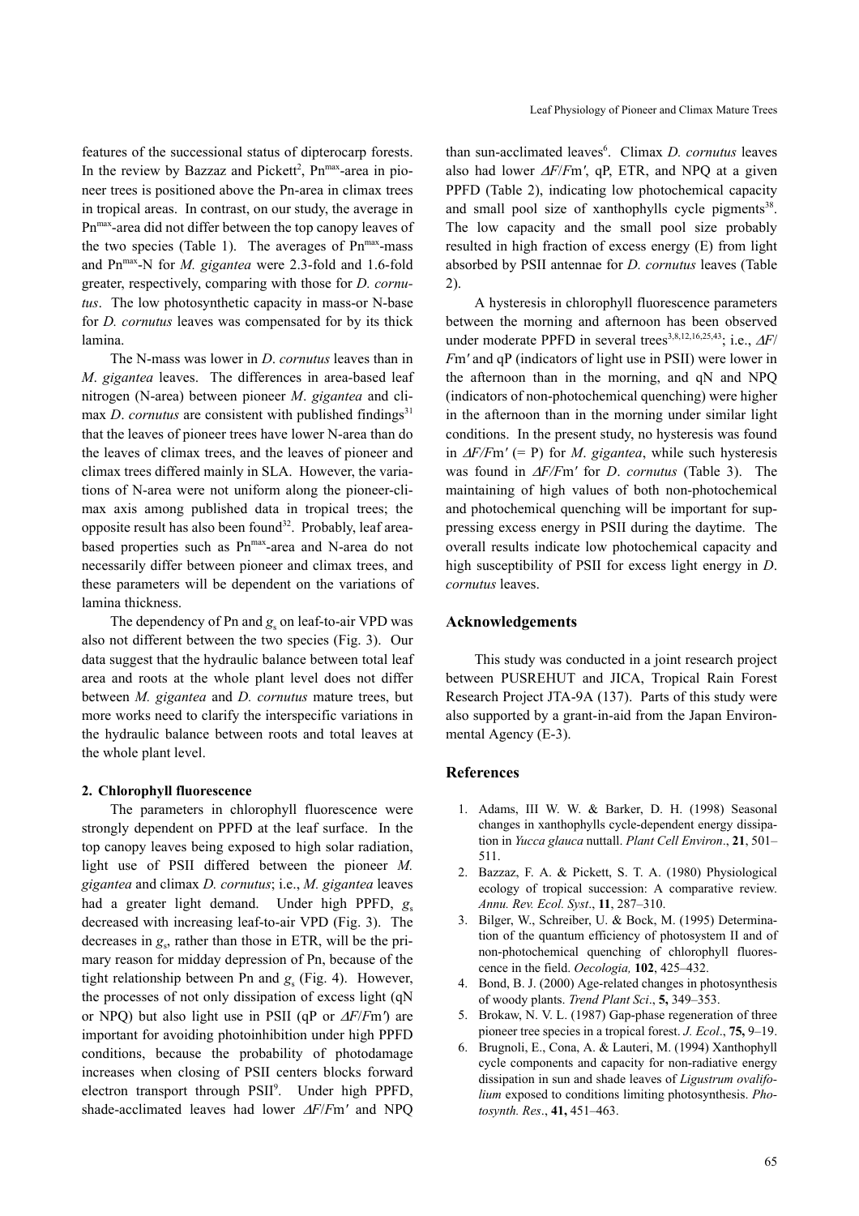features of the successional status of dipterocarp forests. In the review by Bazzaz and Pickett[2], $Pn^{max}$-area in pioneer trees is positioned above the Pn-area in climax trees in tropical areas. In contrast, on our study, the average in $Pn^{max}$-area did not differ between the top canopy leaves of the two species (Table 1). The averages of $Pn^{max}$-mass and $Pn^{max}$-N for *M. gigantea* were 2.3-fold and 1.6-fold greater, respectively, comparing with those for *D. cornutus*. The low photosynthetic capacity in mass-or N-base for *D. cornutus* leaves was compensated for by its thick lamina.

The N-mass was lower in *D. cornutus* leaves than in *M. gigantea* leaves. The differences in area-based leaf nitrogen (N-area) between pioneer *M. gigantea* and climax *D. cornutus* are consistent with published findings[31] that the leaves of pioneer trees have lower N-area than do the leaves of climax trees, and the leaves of pioneer and climax trees differed mainly in SLA. However, the variations of N-area were not uniform along the pioneer-climax axis among published data in tropical trees; the opposite result has also been found[32]. Probably, leaf area-based properties such as $Pn^{max}$-area and N-area do not necessarily differ between pioneer and climax trees, and these parameters will be dependent on the variations of lamina thickness.

The dependency of Pn and $g_s$ on leaf-to-air VPD was also not different between the two species (Fig. 3). Our data suggest that the hydraulic balance between total leaf area and roots at the whole plant level does not differ between *M. gigantea* and *D. cornutus* mature trees, but more works need to clarify the interspecific variations in the hydraulic balance between roots and total leaves at the whole plant level.

#### 2. Chlorophyll fluorescence

The parameters in chlorophyll fluorescence were strongly dependent on PPFD at the leaf surface. In the top canopy leaves being exposed to high solar radiation, light use of PSII differed between the pioneer *M. gigantea* and climax *D. cornutus*; i.e., *M. gigantea* leaves had a greater light demand. Under high PPFD, $g_s$ decreased with increasing leaf-to-air VPD (Fig. 3). The decreases in $g_s$, rather than those in ETR, will be the primary reason for midday depression of Pn, because of the tight relationship between Pn and $g_s$ (Fig. 4). However, the processes of not only dissipation of excess light (qN or NPQ) but also light use in PSII (qP or $\Delta F/Fm'$) are important for avoiding photoinhibition under high PPFD conditions, because the probability of photodamage increases when closing of PSII centers blocks forward electron transport through PSII[9]. Under high PPFD, shade-acclimated leaves had lower $\Delta F/Fm'$ and NPQ than sun-acclimated leaves[6]. Climax *D. cornutus* leaves also had lower $\Delta F/Fm'$, qP, ETR, and NPQ at a given PPFD (Table 2), indicating low photochemical capacity and small pool size of xanthophylls cycle pigments[38]. The low capacity and the small pool size probably resulted in high fraction of excess energy (E) from light absorbed by PSII antennae for *D. cornutus* leaves (Table 2).

A hysteresis in chlorophyll fluorescence parameters between the morning and afternoon has been observed under moderate PPFD in several trees[3,8,12,16,25,43]; i.e., $\Delta F/Fm'$ and qP (indicators of light use in PSII) were lower in the afternoon than in the morning, and qN and NPQ (indicators of non-photochemical quenching) were higher in the afternoon than in the morning under similar light conditions. In the present study, no hysteresis was found in $\Delta F/Fm'$ (= P) for *M. gigantea*, while such hysteresis was found in $\Delta F/Fm'$ for *D. cornutus* (Table 3). The maintaining of high values of both non-photochemical and photochemical quenching will be important for suppressing excess energy in PSII during the daytime. The overall results indicate low photochemical capacity and high susceptibility of PSII for excess light energy in *D. cornutus* leaves.

## Acknowledgements

This study was conducted in a joint research project between PUSREHUT and JICA, Tropical Rain Forest Research Project JTA-9A (137). Parts of this study were also supported by a grant-in-aid from the Japan Environmental Agency (E-3).

## References

1. Adams, III W. W. & Barker, D. H. (1998) Seasonal changes in xanthophylls cycle-dependent energy dissipation in *Yucca glauca* nuttall. *Plant Cell Environ*., **21**, 501–511.
2. Bazzaz, F. A. & Pickett, S. T. A. (1980) Physiological ecology of tropical succession: A comparative review. *Annu. Rev. Ecol. Syst*., **11**, 287–310.
3. Bilger, W., Schreiber, U. & Bock, M. (1995) Determination of the quantum efficiency of photosystem II and of non-photochemical quenching of chlorophyll fluorescence in the field. *Oecologia,* **102**, 425–432.
4. Bond, B. J. (2000) Age-related changes in photosynthesis of woody plants. *Trend Plant Sci*., **5,** 349–353.
5. Brokaw, N. V. L. (1987) Gap-phase regeneration of three pioneer tree species in a tropical forest. *J. Ecol*., **75,** 9–19.
6. Brugnoli, E., Cona, A. & Lauteri, M. (1994) Xanthophyll cycle components and capacity for non-radiative energy dissipation in sun and shade leaves of *Ligustrum ovalifolium* exposed to conditions limiting photosynthesis. *Photosynth. Res*., **41,** 451–463.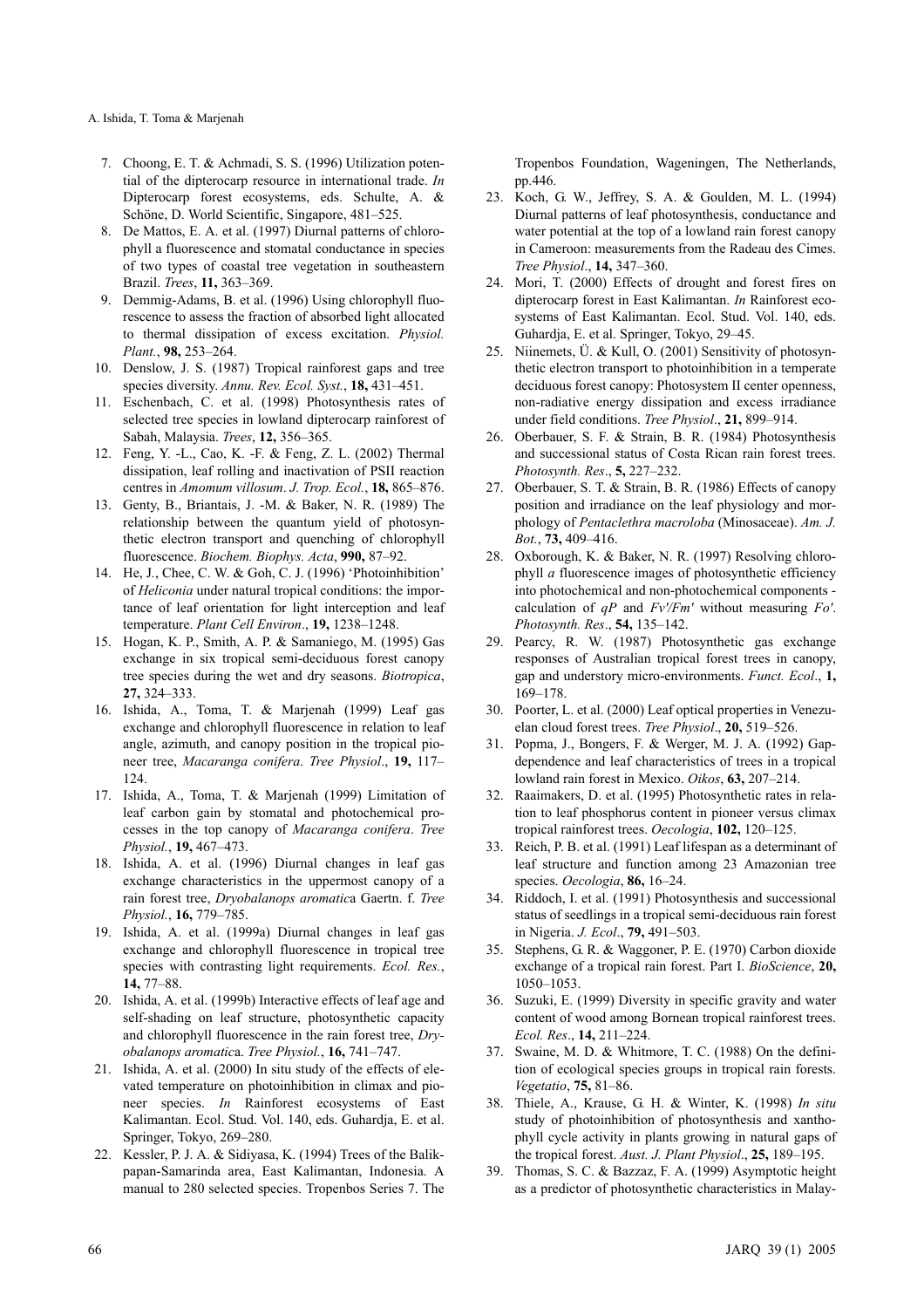7. Choong, E. T. & Achmadi, S. S. (1996) Utilization potential of the dipterocarp resource in international trade. *In* Dipterocarp forest ecosystems, eds. Schulte, A. & Schöne, D. World Scientific, Singapore, 481–525.
8. De Mattos, E. A. et al. (1997) Diurnal patterns of chlorophyll a fluorescence and stomatal conductance in species of two types of coastal tree vegetation in southeastern Brazil. *Trees*, **11,** 363–369.
9. Demmig-Adams, B. et al. (1996) Using chlorophyll fluorescence to assess the fraction of absorbed light allocated to thermal dissipation of excess excitation. *Physiol. Plant.*, **98,** 253–264.
10. Denslow, J. S. (1987) Tropical rainforest gaps and tree species diversity. *Annu. Rev. Ecol. Syst.*, **18,** 431–451.
11. Eschenbach, C. et al. (1998) Photosynthesis rates of selected tree species in lowland dipterocarp rainforest of Sabah, Malaysia. *Trees*, **12,** 356–365.
12. Feng, Y. -L., Cao, K. -F. & Feng, Z. L. (2002) Thermal dissipation, leaf rolling and inactivation of PSII reaction centres in *Amomum villosum*. *J. Trop. Ecol.*, **18,** 865–876.
13. Genty, B., Briantais, J. -M. & Baker, N. R. (1989) The relationship between the quantum yield of photosynthetic electron transport and quenching of chlorophyll fluorescence. *Biochem. Biophys. Acta*, **990,** 87–92.
14. He, J., Chee, C. W. & Goh, C. J. (1996) 'Photoinhibition' of *Heliconia* under natural tropical conditions: the importance of leaf orientation for light interception and leaf temperature. *Plant Cell Environ*., **19,** 1238–1248.
15. Hogan, K. P., Smith, A. P. & Samaniego, M. (1995) Gas exchange in six tropical semi-deciduous forest canopy tree species during the wet and dry seasons. *Biotropica*, **27,** 324–333.
16. Ishida, A., Toma, T. & Marjenah (1999) Leaf gas exchange and chlorophyll fluorescence in relation to leaf angle, azimuth, and canopy position in the tropical pioneer tree, *Macaranga conifera*. *Tree Physiol*., **19,** 117–124.
17. Ishida, A., Toma, T. & Marjenah (1999) Limitation of leaf carbon gain by stomatal and photochemical processes in the top canopy of *Macaranga conifera*. *Tree Physiol.*, **19,** 467–473.
18. Ishida, A. et al. (1996) Diurnal changes in leaf gas exchange characteristics in the uppermost canopy of a rain forest tree, *Dryobalanops aromatic*a Gaertn. f. *Tree Physiol.*, **16,** 779–785.
19. Ishida, A. et al. (1999a) Diurnal changes in leaf gas exchange and chlorophyll fluorescence in tropical tree species with contrasting light requirements. *Ecol. Res.*, **14,** 77–88.
20. Ishida, A. et al. (1999b) Interactive effects of leaf age and self-shading on leaf structure, photosynthetic capacity and chlorophyll fluorescence in the rain forest tree, *Dryobalanops aromatic*a. *Tree Physiol.*, **16,** 741–747.
21. Ishida, A. et al. (2000) In situ study of the effects of elevated temperature on photoinhibition in climax and pioneer species. *In* Rainforest ecosystems of East Kalimantan. Ecol. Stud. Vol. 140, eds. Guhardja, E. et al. Springer, Tokyo, 269–280.
22. Kessler, P. J. A. & Sidiyasa, K. (1994) Trees of the Balikpapan-Samarinda area, East Kalimantan, Indonesia. A manual to 280 selected species. Tropenbos Series 7. The Tropenbos Foundation, Wageningen, The Netherlands, pp.446.
23. Koch, G. W., Jeffrey, S. A. & Goulden, M. L. (1994) Diurnal patterns of leaf photosynthesis, conductance and water potential at the top of a lowland rain forest canopy in Cameroon: measurements from the Radeau des Cimes. *Tree Physiol*., **14,** 347–360.
24. Mori, T. (2000) Effects of drought and forest fires on dipterocarp forest in East Kalimantan. *In* Rainforest ecosystems of East Kalimantan. Ecol. Stud. Vol. 140, eds. Guhardja, E. et al. Springer, Tokyo, 29–45.
25. Niinemets, Ü. & Kull, O. (2001) Sensitivity of photosynthetic electron transport to photoinhibition in a temperate deciduous forest canopy: Photosystem II center openness, non-radiative energy dissipation and excess irradiance under field conditions. *Tree Physiol*., **21,** 899–914.
26. Oberbauer, S. F. & Strain, B. R. (1984) Photosynthesis and successional status of Costa Rican rain forest trees. *Photosynth. Res*., **5,** 227–232.
27. Oberbauer, S. T. & Strain, B. R. (1986) Effects of canopy position and irradiance on the leaf physiology and morphology of *Pentaclethra macroloba* (Minosaceae). *Am. J. Bot.*, **73,** 409–416.
28. Oxborough, K. & Baker, N. R. (1997) Resolving chlorophyll *a* fluorescence images of photosynthetic efficiency into photochemical and non-photochemical components - calculation of *qP* and *Fv'/Fm'* without measuring *Fo'*. *Photosynth. Res*., **54,** 135–142.
29. Pearcy, R. W. (1987) Photosynthetic gas exchange responses of Australian tropical forest trees in canopy, gap and understory micro-environments. *Funct. Ecol*., **1,** 169–178.
30. Poorter, L. et al. (2000) Leaf optical properties in Venezuelan cloud forest trees. *Tree Physiol*., **20,** 519–526.
31. Popma, J., Bongers, F. & Werger, M. J. A. (1992) Gap-dependence and leaf characteristics of trees in a tropical lowland rain forest in Mexico. *Oikos*, **63,** 207–214.
32. Raaimakers, D. et al. (1995) Photosynthetic rates in relation to leaf phosphorus content in pioneer versus climax tropical rainforest trees. *Oecologia*, **102,** 120–125.
33. Reich, P. B. et al. (1991) Leaf lifespan as a determinant of leaf structure and function among 23 Amazonian tree species. *Oecologia*, **86,** 16–24.
34. Riddoch, I. et al. (1991) Photosynthesis and successional status of seedlings in a tropical semi-deciduous rain forest in Nigeria. *J. Ecol*., **79,** 491–503.
35. Stephens, G. R. & Waggoner, P. E. (1970) Carbon dioxide exchange of a tropical rain forest. Part I. *BioScience*, **20,** 1050–1053.
36. Suzuki, E. (1999) Diversity in specific gravity and water content of wood among Bornean tropical rainforest trees. *Ecol. Res*., **14,** 211–224.
37. Swaine, M. D. & Whitmore, T. C. (1988) On the definition of ecological species groups in tropical rain forests. *Vegetatio*, **75,** 81–86.
38. Thiele, A., Krause, G. H. & Winter, K. (1998) *In situ* study of photoinhibition of photosynthesis and xanthophyll cycle activity in plants growing in natural gaps of the tropical forest. *Aust. J. Plant Physiol*., **25,** 189–195.
39. Thomas, S. C. & Bazzaz, F. A. (1999) Asymptotic height as a predictor of photosynthetic characteristics in Malay-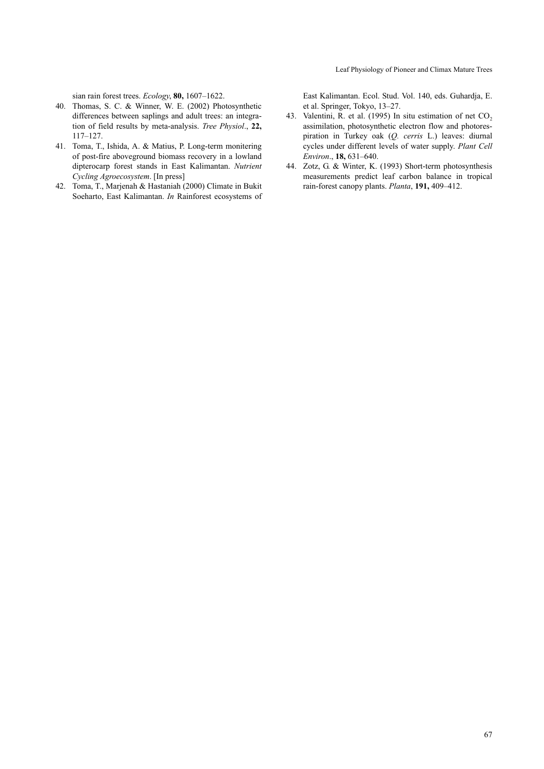sian rain forest trees. *Ecology*, **80,** 1607–1622.

40. Thomas, S. C. & Winner, W. E. (2002) Photosynthetic differences between saplings and adult trees: an integration of field results by meta-analysis. *Tree Physiol*., **22,** 117–127.
41. Toma, T., Ishida, A. & Matius, P. Long-term monitering of post-fire aboveground biomass recovery in a lowland dipterocarp forest stands in East Kalimantan. *Nutrient Cycling Agroecosystem*. [In press]
42. Toma, T., Marjenah & Hastaniah (2000) Climate in Bukit Soeharto, East Kalimantan. *In* Rainforest ecosystems of East Kalimantan. Ecol. Stud. Vol. 140, eds. Guhardja, E. et al. Springer, Tokyo, 13–27.
43. Valentini, R. et al. (1995) In situ estimation of net $CO_2$ assimilation, photosynthetic electron flow and photorespiration in Turkey oak (*Q. cerris* L.) leaves: diurnal cycles under different levels of water supply. *Plant Cell Environ*., **18,** 631–640.
44. Zotz, G. & Winter, K. (1993) Short-term photosynthesis measurements predict leaf carbon balance in tropical rain-forest canopy plants. *Planta*, **191,** 409–412.